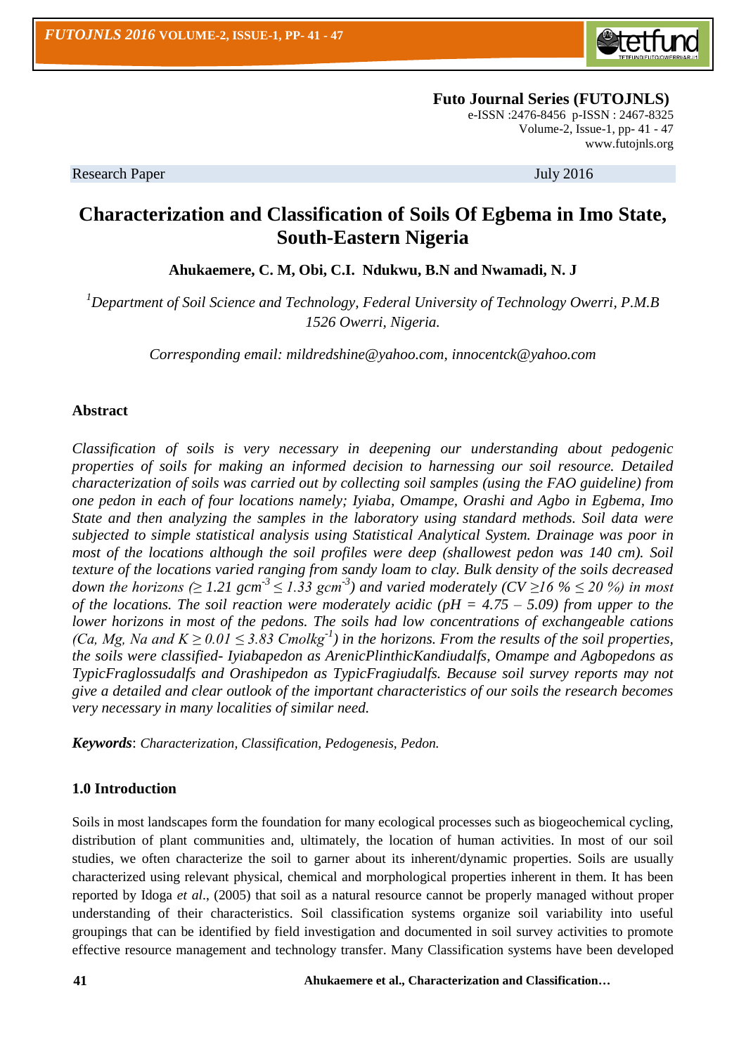**Futo Journal Series (FUTOJNLS)**
e-ISSN :2476-8456 p-ISSN : 2467-8325
Volume-2, Issue-1, pp- 41 - 47
www.futojnls.org

Research Paper July 2016

# Characterization and Classification of Soils Of Egbema in Imo State, South-Eastern Nigeria

**Ahukaemere, C. M, Obi, C.I. Ndukwu, B.N and Nwamadi, N. J**

*[1]Department of Soil Science and Technology, Federal University of Technology Owerri, P.M.B 1526 Owerri, Nigeria.*

*Corresponding email: mildredshine@yahoo.com, innocentck@yahoo.com*

### Abstract

*Classification of soils is very necessary in deepening our understanding about pedogenic properties of soils for making an informed decision to harnessing our soil resource. Detailed characterization of soils was carried out by collecting soil samples (using the FAO guideline) from one pedon in each of four locations namely; Iyiaba, Omampe, Orashi and Agbo in Egbema, Imo State and then analyzing the samples in the laboratory using standard methods. Soil data were subjected to simple statistical analysis using Statistical Analytical System. Drainage was poor in most of the locations although the soil profiles were deep (shallowest pedon was 140 cm). Soil texture of the locations varied ranging from sandy loam to clay. Bulk density of the soils decreased down the horizons ($\geq 1.21$ $gcm^{-3} \leq 1.33$ $gcm^{-3}$) and varied moderately (CV $\geq 16$ % $\leq 20$ %) in most of the locations. The soil reaction were moderately acidic (pH = 4.75 – 5.09) from upper to the lower horizons in most of the pedons. The soils had low concentrations of exchangeable cations (Ca, Mg, Na and K $\geq 0.01 \leq 3.83$ $Cmolkg^{-1}$) in the horizons. From the results of the soil properties, the soils were classified- Iyiabapedon as ArenicPlinthicKandiudalfs, Omampe and Agbopedons as TypicFraglossudalfs and Orashipedon as TypicFragiudalfs. Because soil survey reports may not give a detailed and clear outlook of the important characteristics of our soils the research becomes very necessary in many localities of similar need.*

***Keywords***: *Characterization, Classification, Pedogenesis, Pedon.*

### 1.0 Introduction

Soils in most landscapes form the foundation for many ecological processes such as biogeochemical cycling, distribution of plant communities and, ultimately, the location of human activities. In most of our soil studies, we often characterize the soil to garner about its inherent/dynamic properties. Soils are usually characterized using relevant physical, chemical and morphological properties inherent in them. It has been reported by Idoga *et al*., (2005) that soil as a natural resource cannot be properly managed without proper understanding of their characteristics. Soil classification systems organize soil variability into useful groupings that can be identified by field investigation and documented in soil survey activities to promote effective resource management and technology transfer. Many Classification systems have been developed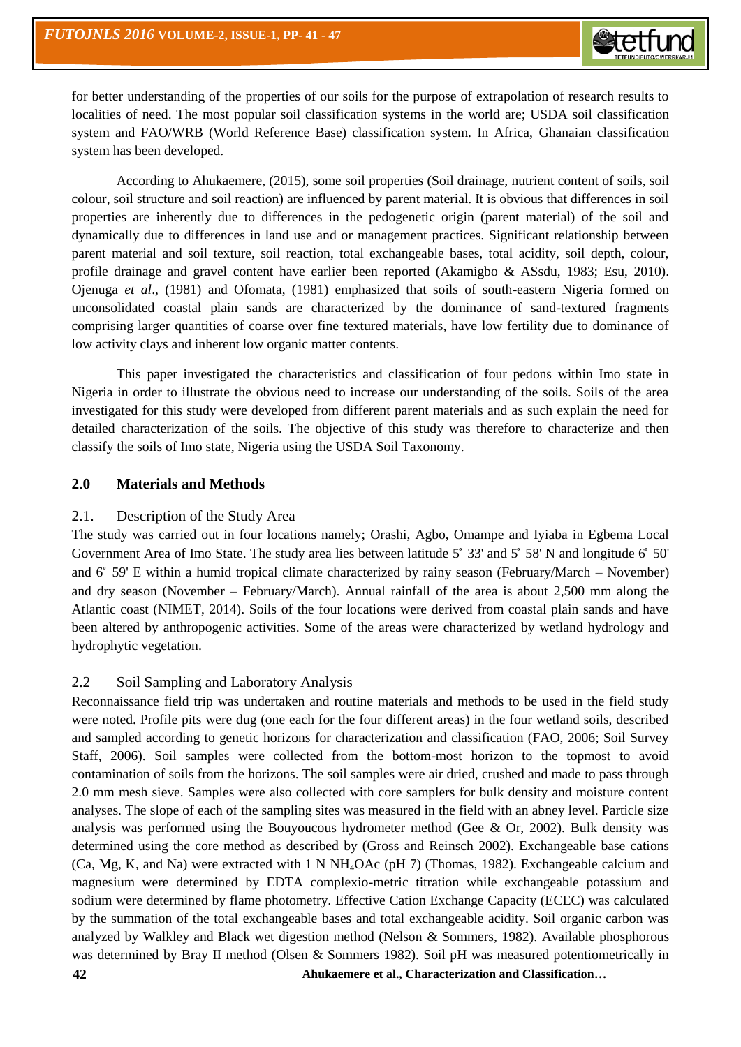for better understanding of the properties of our soils for the purpose of extrapolation of research results to localities of need. The most popular soil classification systems in the world are; USDA soil classification system and FAO/WRB (World Reference Base) classification system. In Africa, Ghanaian classification system has been developed.

According to Ahukaemere, (2015), some soil properties (Soil drainage, nutrient content of soils, soil colour, soil structure and soil reaction) are influenced by parent material. It is obvious that differences in soil properties are inherently due to differences in the pedogenetic origin (parent material) of the soil and dynamically due to differences in land use and or management practices. Significant relationship between parent material and soil texture, soil reaction, total exchangeable bases, total acidity, soil depth, colour, profile drainage and gravel content have earlier been reported (Akamigbo & ASsdu, 1983; Esu, 2010). Ojenuga *et al*., (1981) and Ofomata, (1981) emphasized that soils of south-eastern Nigeria formed on unconsolidated coastal plain sands are characterized by the dominance of sand-textured fragments comprising larger quantities of coarse over fine textured materials, have low fertility due to dominance of low activity clays and inherent low organic matter contents.

This paper investigated the characteristics and classification of four pedons within Imo state in Nigeria in order to illustrate the obvious need to increase our understanding of the soils. Soils of the area investigated for this study were developed from different parent materials and as such explain the need for detailed characterization of the soils. The objective of this study was therefore to characterize and then classify the soils of Imo state, Nigeria using the USDA Soil Taxonomy.

## 2.0 Materials and Methods

### 2.1. Description of the Study Area

The study was carried out in four locations namely; Orashi, Agbo, Omampe and Iyiaba in Egbema Local Government Area of Imo State. The study area lies between latitude 5˚ 33' and 5˚ 58' N and longitude 6˚ 50' and 6˚ 59' E within a humid tropical climate characterized by rainy season (February/March – November) and dry season (November – February/March). Annual rainfall of the area is about 2,500 mm along the Atlantic coast (NIMET, 2014). Soils of the four locations were derived from coastal plain sands and have been altered by anthropogenic activities. Some of the areas were characterized by wetland hydrology and hydrophytic vegetation.

### 2.2 Soil Sampling and Laboratory Analysis

Reconnaissance field trip was undertaken and routine materials and methods to be used in the field study were noted. Profile pits were dug (one each for the four different areas) in the four wetland soils, described and sampled according to genetic horizons for characterization and classification (FAO, 2006; Soil Survey Staff, 2006). Soil samples were collected from the bottom-most horizon to the topmost to avoid contamination of soils from the horizons. The soil samples were air dried, crushed and made to pass through 2.0 mm mesh sieve. Samples were also collected with core samplers for bulk density and moisture content analyses. The slope of each of the sampling sites was measured in the field with an abney level. Particle size analysis was performed using the Bouyoucous hydrometer method (Gee & Or, 2002). Bulk density was determined using the core method as described by (Gross and Reinsch 2002). Exchangeable base cations (Ca, Mg, K, and Na) were extracted with 1 N $NH_4OAc$ (pH 7) (Thomas, 1982). Exchangeable calcium and magnesium were determined by EDTA complexio-metric titration while exchangeable potassium and sodium were determined by flame photometry. Effective Cation Exchange Capacity (ECEC) was calculated by the summation of the total exchangeable bases and total exchangeable acidity. Soil organic carbon was analyzed by Walkley and Black wet digestion method (Nelson & Sommers, 1982). Available phosphorous was determined by Bray II method (Olsen & Sommers 1982). Soil pH was measured potentiometrically in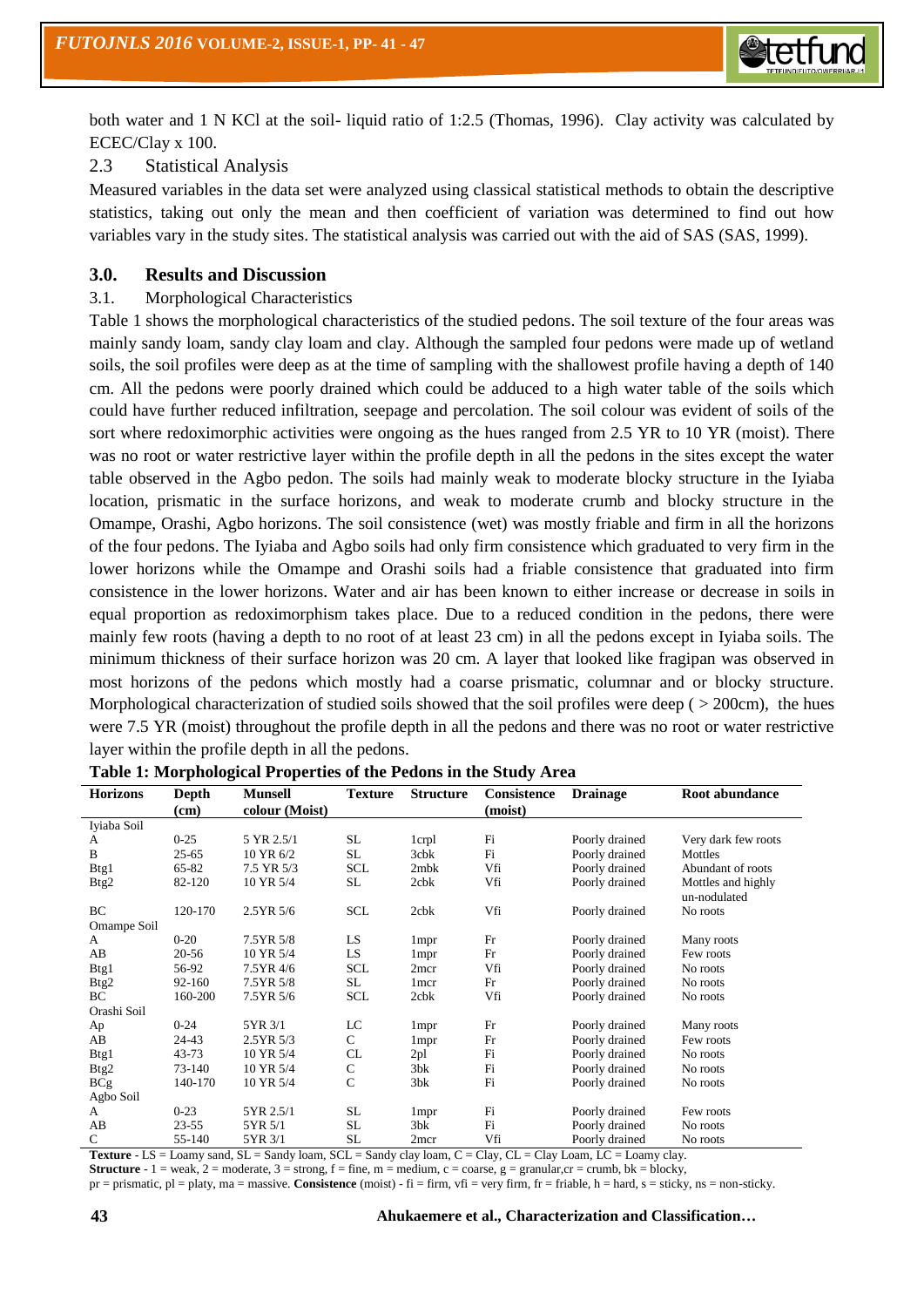both water and 1 N KCl at the soil- liquid ratio of 1:2.5 (Thomas, 1996). Clay activity was calculated by ECEC/Clay x 100.

## 2.3 Statistical Analysis

Measured variables in the data set were analyzed using classical statistical methods to obtain the descriptive statistics, taking out only the mean and then coefficient of variation was determined to find out how variables vary in the study sites. The statistical analysis was carried out with the aid of SAS (SAS, 1999).

## 3.0. Results and Discussion

### 3.1. Morphological Characteristics

Table 1 shows the morphological characteristics of the studied pedons. The soil texture of the four areas was mainly sandy loam, sandy clay loam and clay. Although the sampled four pedons were made up of wetland soils, the soil profiles were deep as at the time of sampling with the shallowest profile having a depth of 140 cm. All the pedons were poorly drained which could be adduced to a high water table of the soils which could have further reduced infiltration, seepage and percolation. The soil colour was evident of soils of the sort where redoximorphic activities were ongoing as the hues ranged from 2.5 YR to 10 YR (moist). There was no root or water restrictive layer within the profile depth in all the pedons in the sites except the water table observed in the Agbo pedon. The soils had mainly weak to moderate blocky structure in the Iyiaba location, prismatic in the surface horizons, and weak to moderate crumb and blocky structure in the Omampe, Orashi, Agbo horizons. The soil consistence (wet) was mostly friable and firm in all the horizons of the four pedons. The Iyiaba and Agbo soils had only firm consistence which graduated to very firm in the lower horizons while the Omampe and Orashi soils had a friable consistence that graduated into firm consistence in the lower horizons. Water and air has been known to either increase or decrease in soils in equal proportion as redoximorphism takes place. Due to a reduced condition in the pedons, there were mainly few roots (having a depth to no root of at least 23 cm) in all the pedons except in Iyiaba soils. The minimum thickness of their surface horizon was 20 cm. A layer that looked like fragipan was observed in most horizons of the pedons which mostly had a coarse prismatic, columnar and or blocky structure. Morphological characterization of studied soils showed that the soil profiles were deep ( > 200cm), the hues were 7.5 YR (moist) throughout the profile depth in all the pedons and there was no root or water restrictive layer within the profile depth in all the pedons.

**Table 1: Morphological Properties of the Pedons in the Study Area**

| Horizons | Depth (cm) | Munsell colour (Moist) | Texture | Structure | Consistence (moist) | Drainage | Root abundance |
|---|---|---|---|---|---|---|---|
| Iyiaba Soil | | | | | | | |
| A | 0-25 | 5 YR 2.5/1 | SL | 1crpl | Fi | Poorly drained | Very dark few roots |
| B | 25-65 | 10 YR 6/2 | SL | 3cbk | Fi | Poorly drained | Mottles |
| Btg1 | 65-82 | 7.5 YR 5/3 | SCL | 2mbk | Vfi | Poorly drained | Abundant of roots |
| Btg2 | 82-120 | 10 YR 5/4 | SL | 2cbk | Vfi | Poorly drained | Mottles and highly un-nodulated |
| BC | 120-170 | 2.5YR 5/6 | SCL | 2cbk | Vfi | Poorly drained | No roots |
| Omampe Soil | | | | | | | |
| A | 0-20 | 7.5YR 5/8 | LS | 1mpr | Fr | Poorly drained | Many roots |
| AB | 20-56 | 10 YR 5/4 | LS | 1mpr | Fr | Poorly drained | Few roots |
| Btg1 | 56-92 | 7.5YR 4/6 | SCL | 2mcr | Vfi | Poorly drained | No roots |
| Btg2 | 92-160 | 7.5YR 5/8 | SL | 1mcr | Fr | Poorly drained | No roots |
| BC | 160-200 | 7.5YR 5/6 | SCL | 2cbk | Vfi | Poorly drained | No roots |
| Orashi Soil | | | | | | | |
| Ap | 0-24 | 5YR 3/1 | LC | 1mpr | Fr | Poorly drained | Many roots |
| AB | 24-43 | 2.5YR 5/3 | C | 1mpr | Fr | Poorly drained | Few roots |
| Btg1 | 43-73 | 10 YR 5/4 | CL | 2pl | Fi | Poorly drained | No roots |
| Btg2 | 73-140 | 10 YR 5/4 | C | 3bk | Fi | Poorly drained | No roots |
| BCg | 140-170 | 10 YR 5/4 | C | 3bk | Fi | Poorly drained | No roots |
| Agbo Soil | | | | | | | |
| A | 0-23 | 5YR 2.5/1 | SL | 1mpr | Fi | Poorly drained | Few roots |
| AB | 23-55 | 5YR 5/1 | SL | 3bk | Fi | Poorly drained | No roots |
| C | 55-140 | 5YR 3/1 | SL | 2mcr | Vfi | Poorly drained | No roots |

**Texture** - LS = Loamy sand, SL = Sandy loam, SCL = Sandy clay loam, C = Clay, CL = Clay Loam, LC = Loamy clay.
**Structure** - 1 = weak, 2 = moderate, 3 = strong, f = fine, m = medium, c = coarse, g = granular,cr = crumb, bk = blocky, pr = prismatic, pl = platy, ma = massive. **Consistence** (moist) - fi = firm, vfi = very firm, fr = friable, h = hard, s = sticky, ns = non-sticky.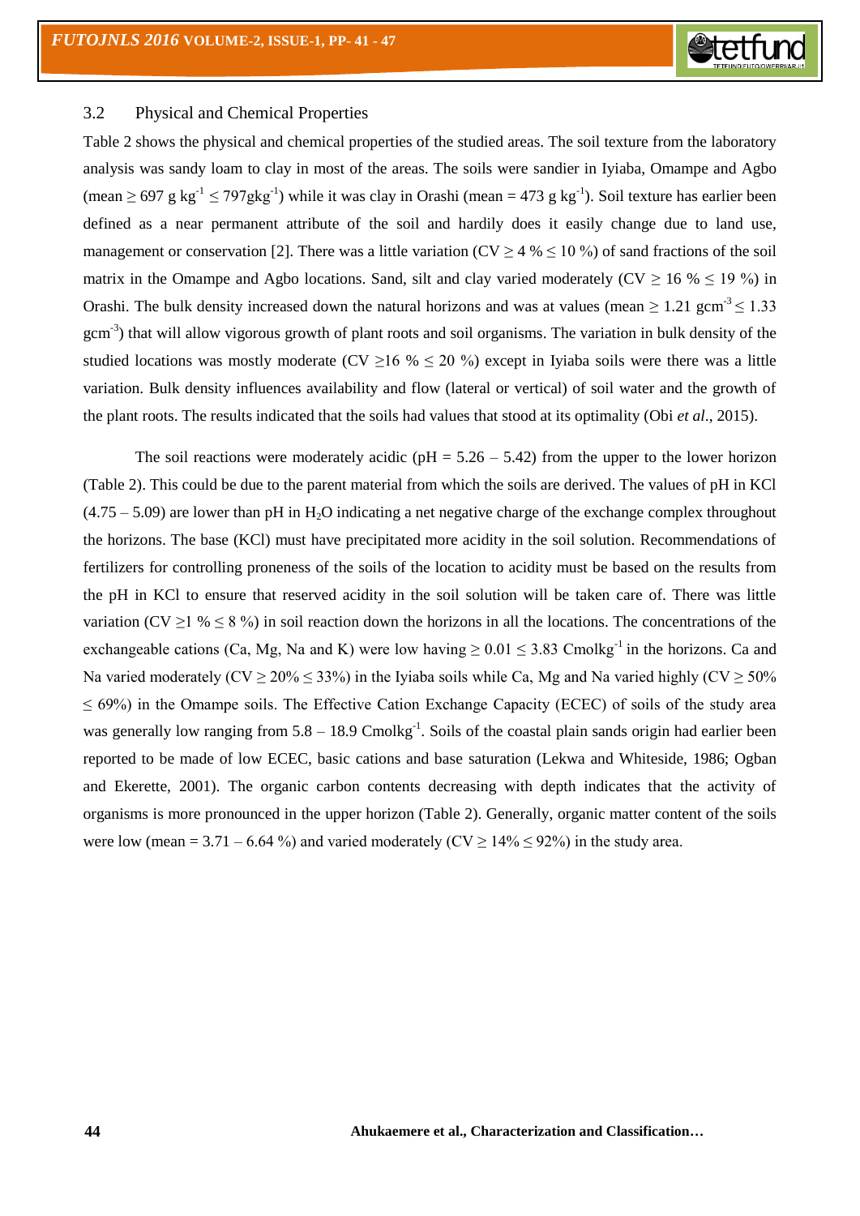## 3.2 Physical and Chemical Properties

Table 2 shows the physical and chemical properties of the studied areas. The soil texture from the laboratory analysis was sandy loam to clay in most of the areas. The soils were sandier in Iyiaba, Omampe and Agbo (mean $\geq$ 697 g $kg^{-1}$ $\leq$ 797g$kg^{-1}$) while it was clay in Orashi (mean = 473 g $kg^{-1}$). Soil texture has earlier been defined as a near permanent attribute of the soil and hardily does it easily change due to land use, management or conservation [2]. There was a little variation (CV $\geq$ 4 % $\leq$ 10 %) of sand fractions of the soil matrix in the Omampe and Agbo locations. Sand, silt and clay varied moderately (CV $\geq$ 16 % $\leq$ 19 %) in Orashi. The bulk density increased down the natural horizons and was at values (mean $\geq$ 1.21 $gcm^{-3}$ $\leq$ 1.33 $gcm^{-3}$) that will allow vigorous growth of plant roots and soil organisms. The variation in bulk density of the studied locations was mostly moderate (CV $\geq$16 % $\leq$ 20 %) except in Iyiaba soils were there was a little variation. Bulk density influences availability and flow (lateral or vertical) of soil water and the growth of the plant roots. The results indicated that the soils had values that stood at its optimality (Obi *et al*., 2015).

The soil reactions were moderately acidic (pH = 5.26 – 5.42) from the upper to the lower horizon (Table 2). This could be due to the parent material from which the soils are derived. The values of pH in KCl (4.75 – 5.09) are lower than pH in $H_2O$ indicating a net negative charge of the exchange complex throughout the horizons. The base (KCl) must have precipitated more acidity in the soil solution. Recommendations of fertilizers for controlling proneness of the soils of the location to acidity must be based on the results from the pH in KCl to ensure that reserved acidity in the soil solution will be taken care of. There was little variation (CV $\geq$1 % $\leq$ 8 %) in soil reaction down the horizons in all the locations. The concentrations of the exchangeable cations (Ca, Mg, Na and K) were low having $\geq$ 0.01 $\leq$ 3.83 $Cmolkg^{-1}$ in the horizons. Ca and Na varied moderately (CV $\geq$ 20% $\leq$ 33%) in the Iyiaba soils while Ca, Mg and Na varied highly (CV $\geq$ 50% $\leq$ 69%) in the Omampe soils. The Effective Cation Exchange Capacity (ECEC) of soils of the study area was generally low ranging from 5.8 – 18.9 $Cmolkg^{-1}$. Soils of the coastal plain sands origin had earlier been reported to be made of low ECEC, basic cations and base saturation (Lekwa and Whiteside, 1986; Ogban and Ekerette, 2001). The organic carbon contents decreasing with depth indicates that the activity of organisms is more pronounced in the upper horizon (Table 2). Generally, organic matter content of the soils were low (mean = 3.71 – 6.64 %) and varied moderately (CV $\geq$ 14% $\leq$ 92%) in the study area.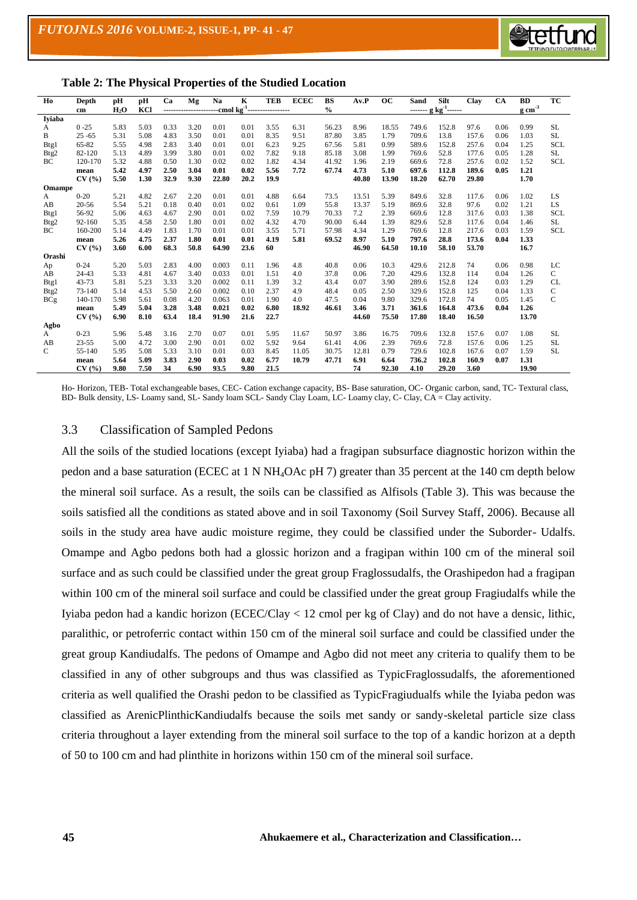**Table 2: The Physical Properties of the Studied Location**

| Ho | Depth | pH | pH | Ca | Mg | Na | K | TEB | ECEC | BS | Av.P | OC | Sand | Silt | Clay | CA | BD | TC |
|---|---|---|---|---|---|---|---|---|---|---|---|---|---|---|---|---|---|---|
| | cm | $H_2O$ | KCl | ----------------------cmol $kg^{-1}$ | ---------------- | | | | | % | | | ------- g $kg^{-1}$ | ------ | | | g $cm^{-3}$ | |
| **Iyiaba** | | | | | | | | | | | | | | | | | | |
| A | 0 -25 | 5.83 | 5.03 | 0.33 | 3.20 | 0.01 | 0.01 | 3.55 | 6.31 | 56.23 | 8.96 | 18.55 | 749.6 | 152.8 | 97.6 | 0.06 | 0.99 | SL |
| B | 25 -65 | 5.31 | 5.08 | 4.83 | 3.50 | 0.01 | 0.01 | 8.35 | 9.51 | 87.80 | 3.85 | 1.79 | 709.6 | 13.8 | 157.6 | 0.06 | 1.03 | SL |
| Btg1 | 65-82 | 5.55 | 4.98 | 2.83 | 3.40 | 0.01 | 0.01 | 6.23 | 9.25 | 67.56 | 5.81 | 0.99 | 589.6 | 152.8 | 257.6 | 0.04 | 1.25 | SCL |
| Btg2 | 82-120 | 5.13 | 4.89 | 3.99 | 3.80 | 0.01 | 0.02 | 7.82 | 9.18 | 85.18 | 3.08 | 1.99 | 769.6 | 52.8 | 177.6 | 0.05 | 1.28 | SL |
| BC | 120-170 | 5.32 | 4.88 | 0.50 | 1.30 | 0.02 | 0.02 | 1.82 | 4.34 | 41.92 | 1.96 | 2.19 | 669.6 | 72.8 | 257.6 | 0.02 | 1.52 | SCL |
| | **mean** | **5.42** | **4.97** | **2.50** | **3.04** | **0.01** | **0.02** | **5.56** | **7.72** | **67.74** | **4.73** | **5.10** | **697.6** | **112.8** | **189.6** | **0.05** | **1.21** | |
| | **CV (%)** | **5.50** | **1.30** | **32.9** | **9.30** | **22.80** | **20.2** | **19.9** | | | **40.80** | **13.90** | **18.20** | **62.70** | **29.80** | | **1.70** | |
| **Omampe** | | | | | | | | | | | | | | | | | | |
| A | 0-20 | 5.21 | 4.82 | 2.67 | 2.20 | 0.01 | 0.01 | 4.88 | 6.64 | 73.5 | 13.51 | 5.39 | 849.6 | 32.8 | 117.6 | 0.06 | 1.02 | LS |
| AB | 20-56 | 5.54 | 5.21 | 0.18 | 0.40 | 0.01 | 0.02 | 0.61 | 1.09 | 55.8 | 13.37 | 5.19 | 869.6 | 32.8 | 97.6 | 0.02 | 1.21 | LS |
| Btg1 | 56-92 | 5.06 | 4.63 | 4.67 | 2.90 | 0.01 | 0.02 | 7.59 | 10.79 | 70.33 | 7.2 | 2.39 | 669.6 | 12.8 | 317.6 | 0.03 | 1.38 | SCL |
| Btg2 | 92-160 | 5.35 | 4.58 | 2.50 | 1.80 | 0.01 | 0.02 | 4.32 | 4.70 | 90.00 | 6.44 | 1.39 | 829.6 | 52.8 | 117.6 | 0.04 | 1.46 | SL |
| BC | 160-200 | 5.14 | 4.49 | 1.83 | 1.70 | 0.01 | 0.01 | 3.55 | 5.71 | 57.98 | 4.34 | 1.29 | 769.6 | 12.8 | 217.6 | 0.03 | 1.59 | SCL |
| | **mean** | **5.26** | **4.75** | **2.37** | **1.80** | **0.01** | **0.01** | **4.19** | **5.81** | **69.52** | **8.97** | **5.10** | **797.6** | **28.8** | **173.6** | **0.04** | **1.33** | |
| | **CV (%)** | **3.60** | **6.00** | **68.3** | **50.8** | **64.90** | **23.6** | **60** | | | **46.90** | **64.50** | **10.10** | **58.10** | **53.70** | | **16.7** | |
| **Orashi** | | | | | | | | | | | | | | | | | | |
| Ap | 0-24 | 5.20 | 5.03 | 2.83 | 4.00 | 0.003 | 0.11 | 1.96 | 4.8 | 40.8 | 0.06 | 10.3 | 429.6 | 212.8 | 74 | 0.06 | 0.98 | LC |
| AB | 24-43 | 5.33 | 4.81 | 4.67 | 3.40 | 0.033 | 0.01 | 1.51 | 4.0 | 37.8 | 0.06 | 7.20 | 429.6 | 132.8 | 114 | 0.04 | 1.26 | C |
| Btg1 | 43-73 | 5.81 | 5.23 | 3.33 | 3.20 | 0.002 | 0.11 | 1.39 | 3.2 | 43.4 | 0.07 | 3.90 | 289.6 | 152.8 | 124 | 0.03 | 1.29 | CL |
| Btg2 | 73-140 | 5.14 | 4.53 | 5.50 | 2.60 | 0.002 | 0.10 | 2.37 | 4.9 | 48.4 | 0.05 | 2.50 | 329.6 | 152.8 | 125 | 0.04 | 1.33 | C |
| BCg | 140-170 | 5.98 | 5.61 | 0.08 | 4.20 | 0.063 | 0.01 | 1.90 | 4.0 | 47.5 | 0.04 | 9.80 | 329.6 | 172.8 | 74 | 0.05 | 1.45 | C |
| | **mean** | **5.49** | **5.04** | **3.28** | **3.48** | **0.021** | **0.02** | **6.80** | **18.92** | **46.61** | **3.46** | **3.71** | **361.6** | **164.8** | **473.6** | **0.04** | **1.26** | |
| | **CV (%)** | **6.90** | **8.10** | **63.4** | **18.4** | **91.90** | **21.6** | **22.7** | | | **44.60** | **75.50** | **17.80** | **18.40** | **16.50** | | **13.70** | |
| **Agbo** | | | | | | | | | | | | | | | | | | |
| A | 0-23 | 5.96 | 5.48 | 3.16 | 2.70 | 0.07 | 0.01 | 5.95 | 11.67 | 50.97 | 3.86 | 16.75 | 709.6 | 132.8 | 157.6 | 0.07 | 1.08 | SL |
| AB | 23-55 | 5.00 | 4.72 | 3.00 | 2.90 | 0.01 | 0.02 | 5.92 | 9.64 | 61.41 | 4.06 | 2.39 | 769.6 | 72.8 | 157.6 | 0.06 | 1.25 | SL |
| C | 55-140 | 5.95 | 5.08 | 5.33 | 3.10 | 0.01 | 0.03 | 8.45 | 11.05 | 30.75 | 12.81 | 0.79 | 729.6 | 102.8 | 167.6 | 0.07 | 1.59 | SL |
| | **mean** | **5.64** | **5.09** | **3.83** | **2.90** | **0.03** | **0.02** | **6.77** | **10.79** | **47.71** | **6.91** | **6.64** | **736.2** | **102.8** | **160.9** | **0.07** | **1.31** | |
| | **CV (%)** | **9.80** | **7.50** | **34** | **6.90** | **93.5** | **9.80** | **21.5** | | | **74** | **92.30** | **4.10** | **29.20** | **3.60** | | **19.90** | |

Ho- Horizon, TEB- Total exchangeable bases, CEC- Cation exchange capacity, BS- Base saturation, OC- Organic carbon, sand, TC- Textural class, BD- Bulk density, LS- Loamy sand, SL- Sandy loam SCL- Sandy Clay Loam, LC- Loamy clay, C- Clay, CA = Clay activity.

### 3.3 Classification of Sampled Pedons

All the soils of the studied locations (except Iyiaba) had a fragipan subsurface diagnostic horizon within the pedon and a base saturation (ECEC at 1 N $NH_4OAc$ pH 7) greater than 35 percent at the 140 cm depth below the mineral soil surface. As a result, the soils can be classified as Alfisols (Table 3). This was because the soils satisfied all the conditions as stated above and in soil Taxonomy (Soil Survey Staff, 2006). Because all soils in the study area have audic moisture regime, they could be classified under the Suborder- Udalfs. Omampe and Agbo pedons both had a glossic horizon and a fragipan within 100 cm of the mineral soil surface and as such could be classified under the great group Fraglossudalfs, the Orashipedon had a fragipan within 100 cm of the mineral soil surface and could be classified under the great group Fragiudalfs while the Iyiaba pedon had a kandic horizon (ECEC/Clay < 12 cmol per kg of Clay) and do not have a densic, lithic, paralithic, or petroferric contact within 150 cm of the mineral soil surface and could be classified under the great group Kandiudalfs. The pedons of Omampe and Agbo did not meet any criteria to qualify them to be classified in any of other subgroups and thus was classified as TypicFraglossudalfs, the aforementioned criteria as well qualified the Orashi pedon to be classified as TypicFragiudualfs while the Iyiaba pedon was classified as ArenicPlinthicKandiudalfs because the soils met sandy or sandy-skeletal particle size class criteria throughout a layer extending from the mineral soil surface to the top of a kandic horizon at a depth of 50 to 100 cm and had plinthite in horizons within 150 cm of the mineral soil surface.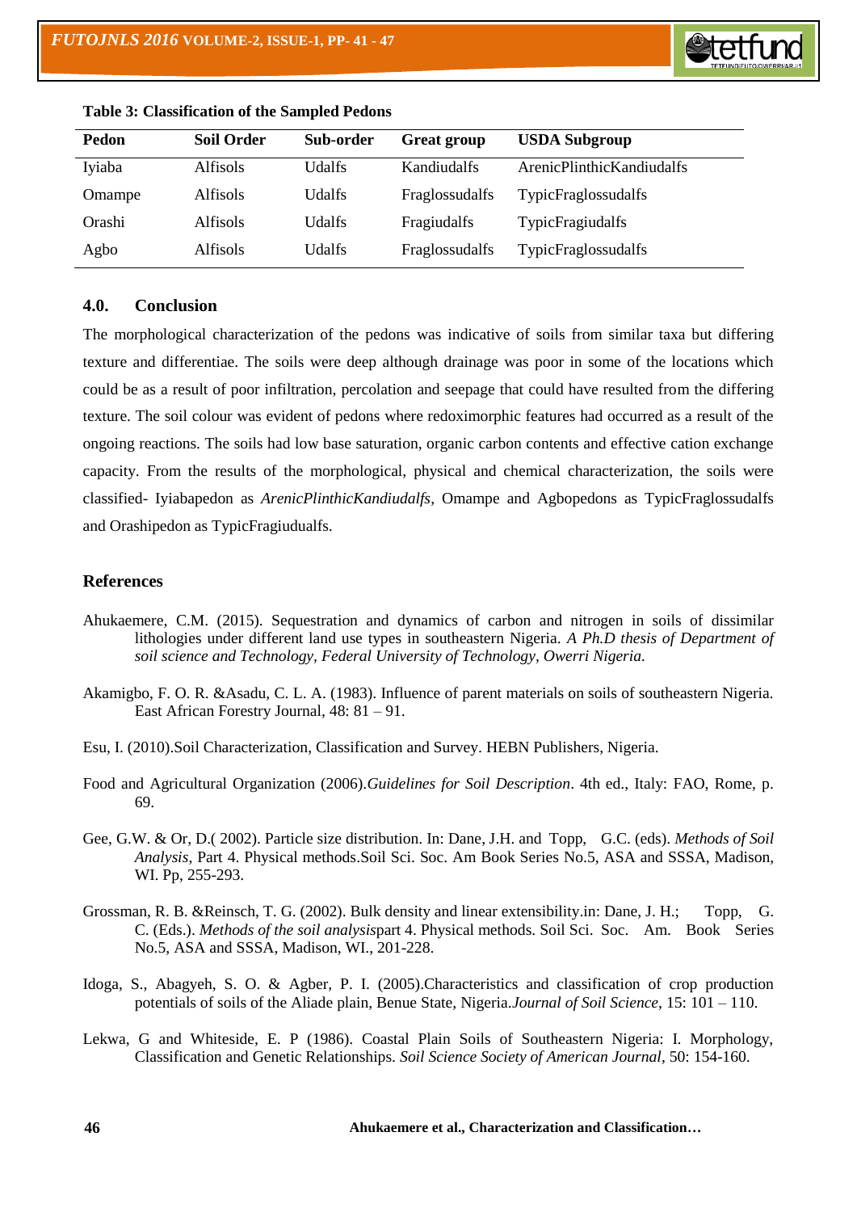**Table 3: Classification of the Sampled Pedons**

| Pedon | Soil Order | Sub-order | Great group | USDA Subgroup |
|---|---|---|---|---|
| Iyiaba | Alfisols | Udalfs | Kandiudalfs | ArenicPlinthicKandiudalfs |
| Omampe | Alfisols | Udalfs | Fraglossudalfs | TypicFraglossudalfs |
| Orashi | Alfisols | Udalfs | Fragiudalfs | TypicFragiudalfs |
| Agbo | Alfisols | Udalfs | Fraglossudalfs | TypicFraglossudalfs |

## 4.0. Conclusion

The morphological characterization of the pedons was indicative of soils from similar taxa but differing texture and differentiae. The soils were deep although drainage was poor in some of the locations which could be as a result of poor infiltration, percolation and seepage that could have resulted from the differing texture. The soil colour was evident of pedons where redoximorphic features had occurred as a result of the ongoing reactions. The soils had low base saturation, organic carbon contents and effective cation exchange capacity. From the results of the morphological, physical and chemical characterization, the soils were classified- Iyiabapedon as *ArenicPlinthicKandiudalfs*, Omampe and Agbopedons as TypicFraglossudalfs and Orashipedon as TypicFragiudualfs.

## References

Ahukaemere, C.M. (2015). Sequestration and dynamics of carbon and nitrogen in soils of dissimilar lithologies under different land use types in southeastern Nigeria. *A Ph.D thesis of Department of soil science and Technology, Federal University of Technology, Owerri Nigeria.*

Akamigbo, F. O. R. &Asadu, C. L. A. (1983). Influence of parent materials on soils of southeastern Nigeria. East African Forestry Journal, 48: 81 – 91.

Esu, I. (2010).Soil Characterization, Classification and Survey. HEBN Publishers, Nigeria.

Food and Agricultural Organization (2006).*Guidelines for Soil Description*. 4th ed., Italy: FAO, Rome, p. 69.

Gee, G.W. & Or, D.( 2002). Particle size distribution. In: Dane, J.H. and Topp, G.C. (eds). *Methods of Soil Analysis*, Part 4. Physical methods.Soil Sci. Soc. Am Book Series No.5, ASA and SSSA, Madison, WI. Pp, 255-293.

Grossman, R. B. &Reinsch, T. G. (2002). Bulk density and linear extensibility.in: Dane, J. H.; Topp, G. C. (Eds.). *Methods of the soil analysis*part 4. Physical methods. Soil Sci. Soc. Am. Book Series No.5, ASA and SSSA, Madison, WI., 201-228.

Idoga, S., Abagyeh, S. O. & Agber, P. I. (2005).Characteristics and classification of crop production potentials of soils of the Aliade plain, Benue State, Nigeria.*Journal of Soil Science*, 15: 101 – 110.

Lekwa, G and Whiteside, E. P (1986). Coastal Plain Soils of Southeastern Nigeria: I. Morphology, Classification and Genetic Relationships. *Soil Science Society of American Journal*, 50: 154-160.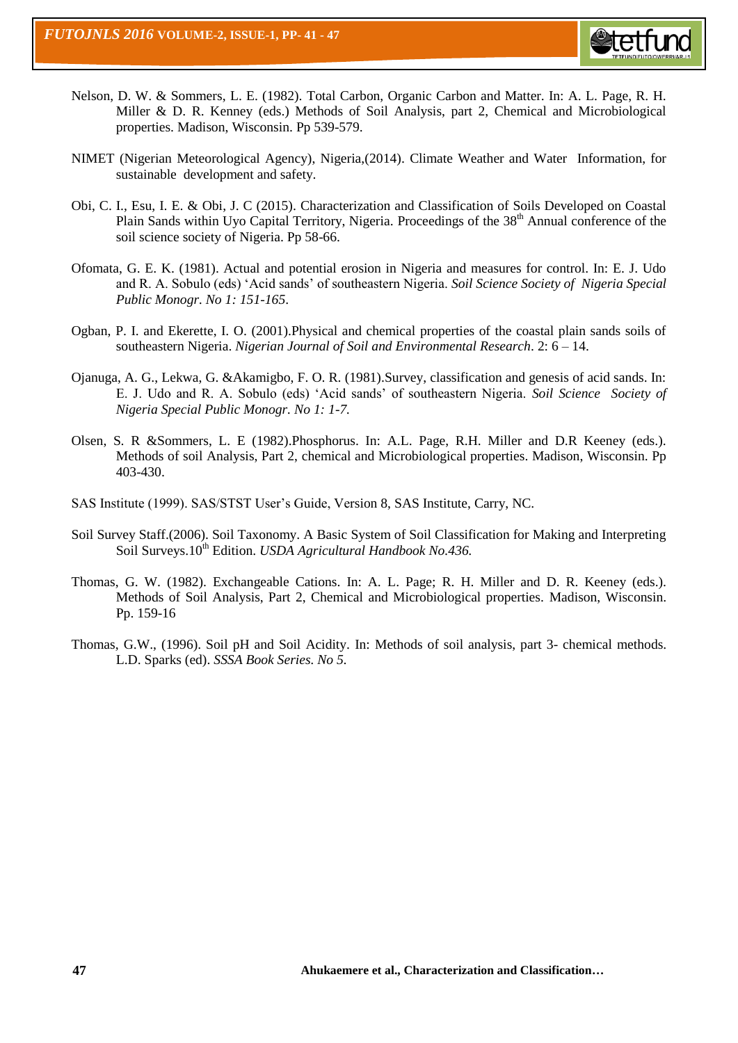Nelson, D. W. & Sommers, L. E. (1982). Total Carbon, Organic Carbon and Matter. In: A. L. Page, R. H. Miller & D. R. Kenney (eds.) Methods of Soil Analysis, part 2, Chemical and Microbiological properties. Madison, Wisconsin. Pp 539-579.

NIMET (Nigerian Meteorological Agency), Nigeria,(2014). Climate Weather and Water Information, for sustainable development and safety.

Obi, C. I., Esu, I. E. & Obi, J. C (2015). Characterization and Classification of Soils Developed on Coastal Plain Sands within Uyo Capital Territory, Nigeria. Proceedings of the 38th Annual conference of the soil science society of Nigeria. Pp 58-66.

Ofomata, G. E. K. (1981). Actual and potential erosion in Nigeria and measures for control. In: E. J. Udo and R. A. Sobulo (eds) 'Acid sands' of southeastern Nigeria. *Soil Science Society of Nigeria Special Public Monogr. No 1: 151-165*.

Ogban, P. I. and Ekerette, I. O. (2001).Physical and chemical properties of the coastal plain sands soils of southeastern Nigeria. *Nigerian Journal of Soil and Environmental Research*. 2: 6 – 14.

Ojanuga, A. G., Lekwa, G. &Akamigbo, F. O. R. (1981).Survey, classification and genesis of acid sands. In: E. J. Udo and R. A. Sobulo (eds) 'Acid sands' of southeastern Nigeria. *Soil Science Society of Nigeria Special Public Monogr. No 1: 1-7.*

Olsen, S. R &Sommers, L. E (1982).Phosphorus. In: A.L. Page, R.H. Miller and D.R Keeney (eds.). Methods of soil Analysis, Part 2, chemical and Microbiological properties. Madison, Wisconsin. Pp 403-430.

SAS Institute (1999). SAS/STST User's Guide, Version 8, SAS Institute, Carry, NC.

Soil Survey Staff.(2006). Soil Taxonomy. A Basic System of Soil Classification for Making and Interpreting Soil Surveys.10th Edition. *USDA Agricultural Handbook No.436.*

Thomas, G. W. (1982). Exchangeable Cations. In: A. L. Page; R. H. Miller and D. R. Keeney (eds.). Methods of Soil Analysis, Part 2, Chemical and Microbiological properties. Madison, Wisconsin. Pp. 159-16

Thomas, G.W., (1996). Soil pH and Soil Acidity. In: Methods of soil analysis, part 3- chemical methods. L.D. Sparks (ed). *SSSA Book Series. No 5.*